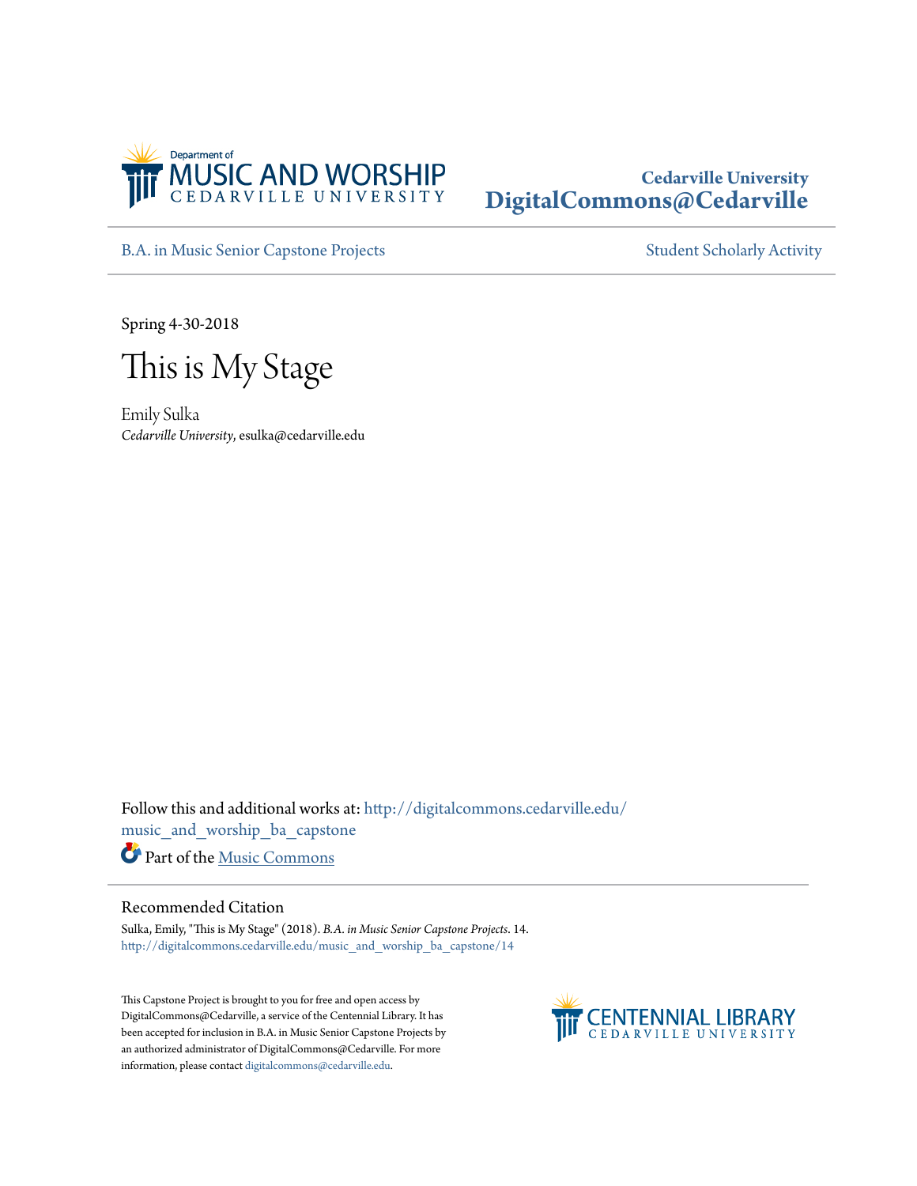Department of
MUSIC AND WORSHIP
CEDARVILLE UNIVERSITY

**Cedarville University**
**DigitalCommons@Cedarville**

B.A. in Music Senior Capstone Projects

Student Scholarly Activity

Spring 4-30-2018

# This is My Stage

Emily Sulka
*Cedarville University*, esulka@cedarville.edu

Follow this and additional works at: http://digitalcommons.cedarville.edu/music_and_worship_ba_capstone

Part of the Music Commons

## Recommended Citation

Sulka, Emily, "This is My Stage" (2018). *B.A. in Music Senior Capstone Projects*. 14.
http://digitalcommons.cedarville.edu/music_and_worship_ba_capstone/14

This Capstone Project is brought to you for free and open access by DigitalCommons@Cedarville, a service of the Centennial Library. It has been accepted for inclusion in B.A. in Music Senior Capstone Projects by an authorized administrator of DigitalCommons@Cedarville. For more information, please contact digitalcommons@cedarville.edu.

CENTENNIAL LIBRARY
CEDARVILLE UNIVERSITY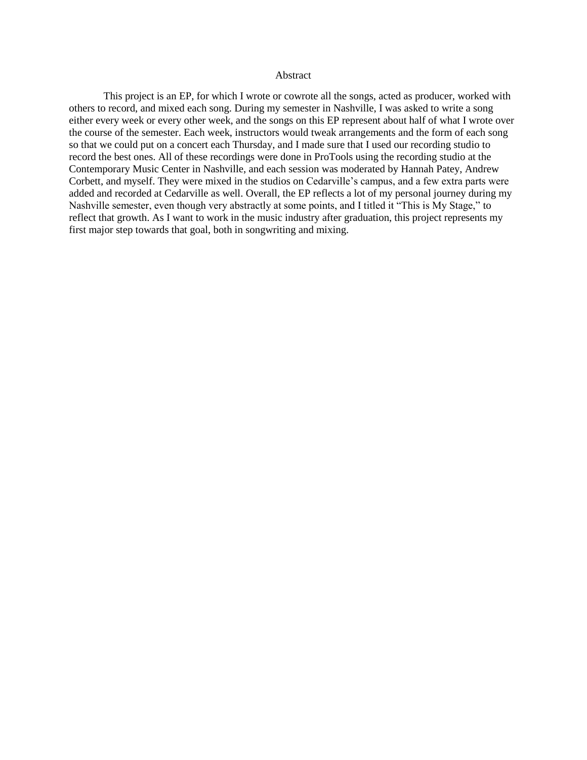# Abstract

This project is an EP, for which I wrote or cowrote all the songs, acted as producer, worked with others to record, and mixed each song. During my semester in Nashville, I was asked to write a song either every week or every other week, and the songs on this EP represent about half of what I wrote over the course of the semester. Each week, instructors would tweak arrangements and the form of each song so that we could put on a concert each Thursday, and I made sure that I used our recording studio to record the best ones. All of these recordings were done in ProTools using the recording studio at the Contemporary Music Center in Nashville, and each session was moderated by Hannah Patey, Andrew Corbett, and myself. They were mixed in the studios on Cedarville's campus, and a few extra parts were added and recorded at Cedarville as well. Overall, the EP reflects a lot of my personal journey during my Nashville semester, even though very abstractly at some points, and I titled it "This is My Stage," to reflect that growth. As I want to work in the music industry after graduation, this project represents my first major step towards that goal, both in songwriting and mixing.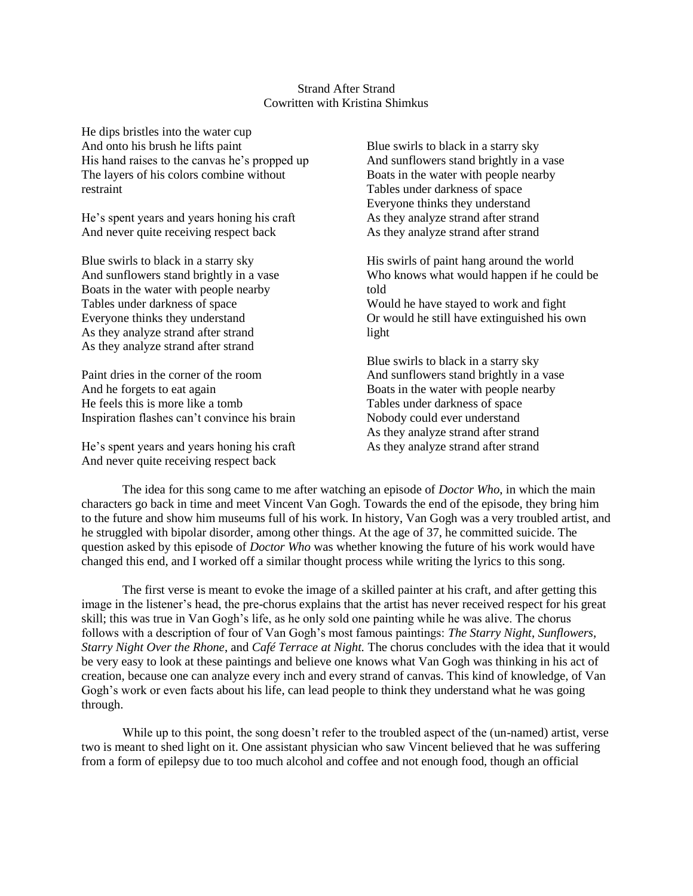Strand After Strand
Cowritten with Kristina Shimkus

He dips bristles into the water cup
And onto his brush he lifts paint
His hand raises to the canvas he's propped up
The layers of his colors combine without restraint

He's spent years and years honing his craft
And never quite receiving respect back

Blue swirls to black in a starry sky
And sunflowers stand brightly in a vase
Boats in the water with people nearby
Tables under darkness of space
Everyone thinks they understand
As they analyze strand after strand
As they analyze strand after strand

Paint dries in the corner of the room
And he forgets to eat again
He feels this is more like a tomb
Inspiration flashes can't convince his brain

He's spent years and years honing his craft
And never quite receiving respect back

Blue swirls to black in a starry sky
And sunflowers stand brightly in a vase
Boats in the water with people nearby
Tables under darkness of space
Everyone thinks they understand
As they analyze strand after strand
As they analyze strand after strand

His swirls of paint hang around the world
Who knows what would happen if he could be told
Would he have stayed to work and fight
Or would he still have extinguished his own light

Blue swirls to black in a starry sky
And sunflowers stand brightly in a vase
Boats in the water with people nearby
Tables under darkness of space
Nobody could ever understand
As they analyze strand after strand
As they analyze strand after strand

The idea for this song came to me after watching an episode of *Doctor Who*, in which the main characters go back in time and meet Vincent Van Gogh. Towards the end of the episode, they bring him to the future and show him museums full of his work. In history, Van Gogh was a very troubled artist, and he struggled with bipolar disorder, among other things. At the age of 37, he committed suicide. The question asked by this episode of *Doctor Who* was whether knowing the future of his work would have changed this end, and I worked off a similar thought process while writing the lyrics to this song.

The first verse is meant to evoke the image of a skilled painter at his craft, and after getting this image in the listener's head, the pre-chorus explains that the artist has never received respect for his great skill; this was true in Van Gogh's life, as he only sold one painting while he was alive. The chorus follows with a description of four of Van Gogh's most famous paintings: *The Starry Night*, *Sunflowers*, *Starry Night Over the Rhone*, and *Café Terrace at Night.* The chorus concludes with the idea that it would be very easy to look at these paintings and believe one knows what Van Gogh was thinking in his act of creation, because one can analyze every inch and every strand of canvas. This kind of knowledge, of Van Gogh's work or even facts about his life, can lead people to think they understand what he was going through.

While up to this point, the song doesn't refer to the troubled aspect of the (un-named) artist, verse two is meant to shed light on it. One assistant physician who saw Vincent believed that he was suffering from a form of epilepsy due to too much alcohol and coffee and not enough food, though an official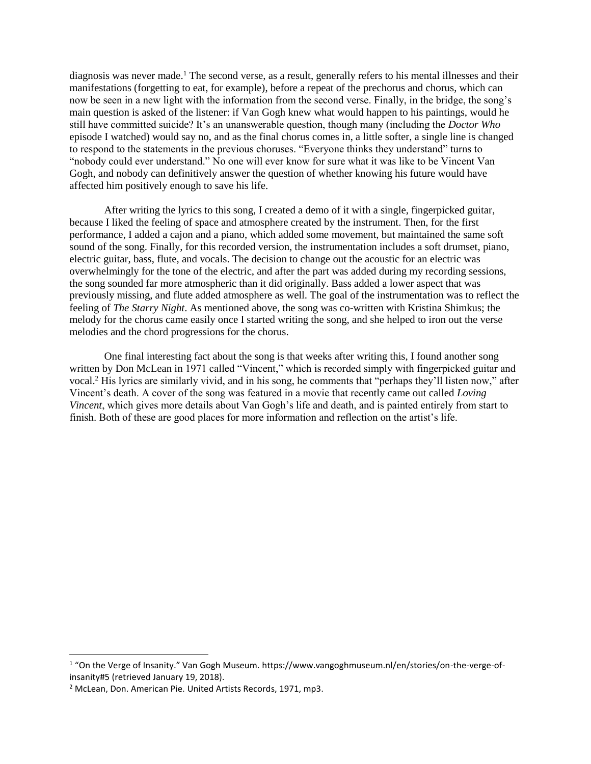diagnosis was never made.[1] The second verse, as a result, generally refers to his mental illnesses and their manifestations (forgetting to eat, for example), before a repeat of the prechorus and chorus, which can now be seen in a new light with the information from the second verse. Finally, in the bridge, the song's main question is asked of the listener: if Van Gogh knew what would happen to his paintings, would he still have committed suicide? It's an unanswerable question, though many (including the *Doctor Who* episode I watched) would say no, and as the final chorus comes in, a little softer, a single line is changed to respond to the statements in the previous choruses. "Everyone thinks they understand" turns to "nobody could ever understand." No one will ever know for sure what it was like to be Vincent Van Gogh, and nobody can definitively answer the question of whether knowing his future would have affected him positively enough to save his life.

After writing the lyrics to this song, I created a demo of it with a single, fingerpicked guitar, because I liked the feeling of space and atmosphere created by the instrument. Then, for the first performance, I added a cajon and a piano, which added some movement, but maintained the same soft sound of the song. Finally, for this recorded version, the instrumentation includes a soft drumset, piano, electric guitar, bass, flute, and vocals. The decision to change out the acoustic for an electric was overwhelmingly for the tone of the electric, and after the part was added during my recording sessions, the song sounded far more atmospheric than it did originally. Bass added a lower aspect that was previously missing, and flute added atmosphere as well. The goal of the instrumentation was to reflect the feeling of *The Starry Night*. As mentioned above, the song was co-written with Kristina Shimkus; the melody for the chorus came easily once I started writing the song, and she helped to iron out the verse melodies and the chord progressions for the chorus.

One final interesting fact about the song is that weeks after writing this, I found another song written by Don McLean in 1971 called "Vincent," which is recorded simply with fingerpicked guitar and vocal.[2] His lyrics are similarly vivid, and in his song, he comments that "perhaps they'll listen now," after Vincent's death. A cover of the song was featured in a movie that recently came out called *Loving Vincent*, which gives more details about Van Gogh's life and death, and is painted entirely from start to finish. Both of these are good places for more information and reflection on the artist's life.

---

[1] "On the Verge of Insanity." Van Gogh Museum. https://www.vangoghmuseum.nl/en/stories/on-the-verge-of-insanity#5 (retrieved January 19, 2018).

[2] McLean, Don. American Pie. United Artists Records, 1971, mp3.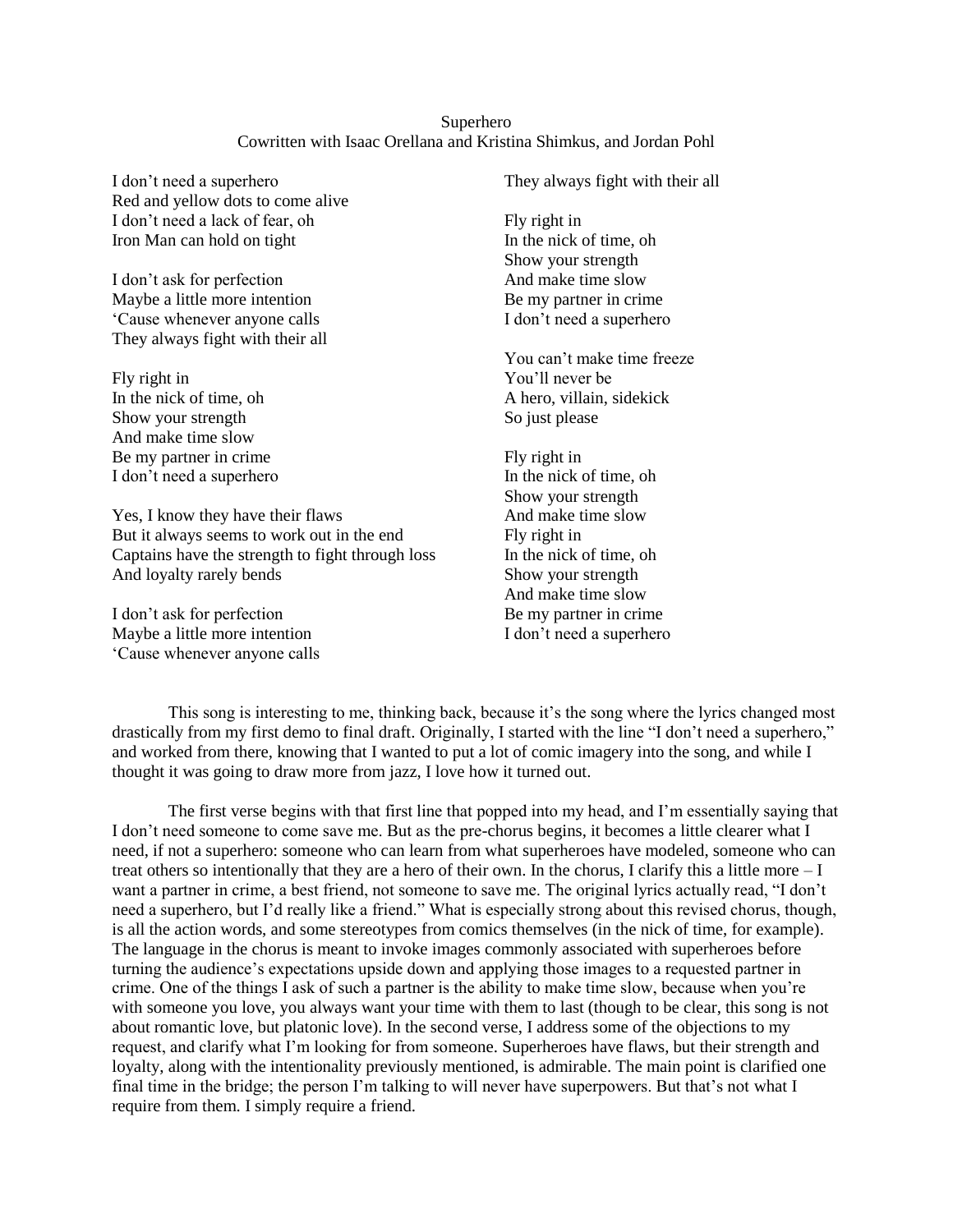Superhero
Cowritten with Isaac Orellana and Kristina Shimkus, and Jordan Pohl

I don't need a superhero
Red and yellow dots to come alive
I don't need a lack of fear, oh
Iron Man can hold on tight

I don't ask for perfection
Maybe a little more intention
'Cause whenever anyone calls
They always fight with their all

Fly right in
In the nick of time, oh
Show your strength
And make time slow
Be my partner in crime
I don't need a superhero

Yes, I know they have their flaws
But it always seems to work out in the end
Captains have the strength to fight through loss
And loyalty rarely bends

I don't ask for perfection
Maybe a little more intention
'Cause whenever anyone calls
They always fight with their all

Fly right in
In the nick of time, oh
Show your strength
And make time slow
Be my partner in crime
I don't need a superhero

You can't make time freeze
You'll never be
A hero, villain, sidekick
So just please

Fly right in
In the nick of time, oh
Show your strength
And make time slow
Fly right in
In the nick of time, oh
Show your strength
And make time slow
Be my partner in crime
I don't need a superhero

This song is interesting to me, thinking back, because it's the song where the lyrics changed most drastically from my first demo to final draft. Originally, I started with the line "I don't need a superhero," and worked from there, knowing that I wanted to put a lot of comic imagery into the song, and while I thought it was going to draw more from jazz, I love how it turned out.

The first verse begins with that first line that popped into my head, and I'm essentially saying that I don't need someone to come save me. But as the pre-chorus begins, it becomes a little clearer what I need, if not a superhero: someone who can learn from what superheroes have modeled, someone who can treat others so intentionally that they are a hero of their own. In the chorus, I clarify this a little more – I want a partner in crime, a best friend, not someone to save me. The original lyrics actually read, "I don't need a superhero, but I'd really like a friend." What is especially strong about this revised chorus, though, is all the action words, and some stereotypes from comics themselves (in the nick of time, for example). The language in the chorus is meant to invoke images commonly associated with superheroes before turning the audience's expectations upside down and applying those images to a requested partner in crime. One of the things I ask of such a partner is the ability to make time slow, because when you're with someone you love, you always want your time with them to last (though to be clear, this song is not about romantic love, but platonic love). In the second verse, I address some of the objections to my request, and clarify what I'm looking for from someone. Superheroes have flaws, but their strength and loyalty, along with the intentionality previously mentioned, is admirable. The main point is clarified one final time in the bridge; the person I'm talking to will never have superpowers. But that's not what I require from them. I simply require a friend.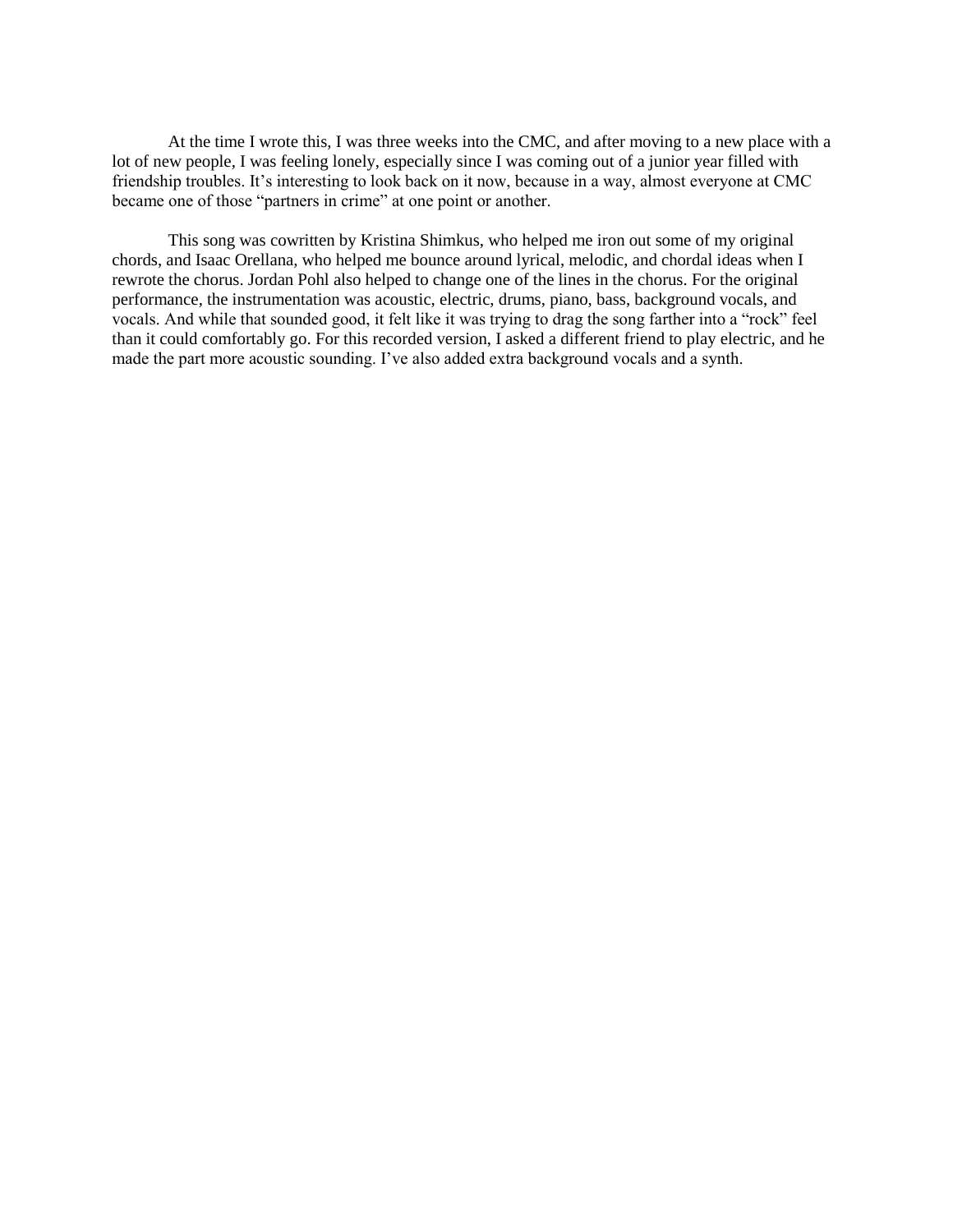At the time I wrote this, I was three weeks into the CMC, and after moving to a new place with a lot of new people, I was feeling lonely, especially since I was coming out of a junior year filled with friendship troubles. It's interesting to look back on it now, because in a way, almost everyone at CMC became one of those "partners in crime" at one point or another.

This song was cowritten by Kristina Shimkus, who helped me iron out some of my original chords, and Isaac Orellana, who helped me bounce around lyrical, melodic, and chordal ideas when I rewrote the chorus. Jordan Pohl also helped to change one of the lines in the chorus. For the original performance, the instrumentation was acoustic, electric, drums, piano, bass, background vocals, and vocals. And while that sounded good, it felt like it was trying to drag the song farther into a "rock" feel than it could comfortably go. For this recorded version, I asked a different friend to play electric, and he made the part more acoustic sounding. I've also added extra background vocals and a synth.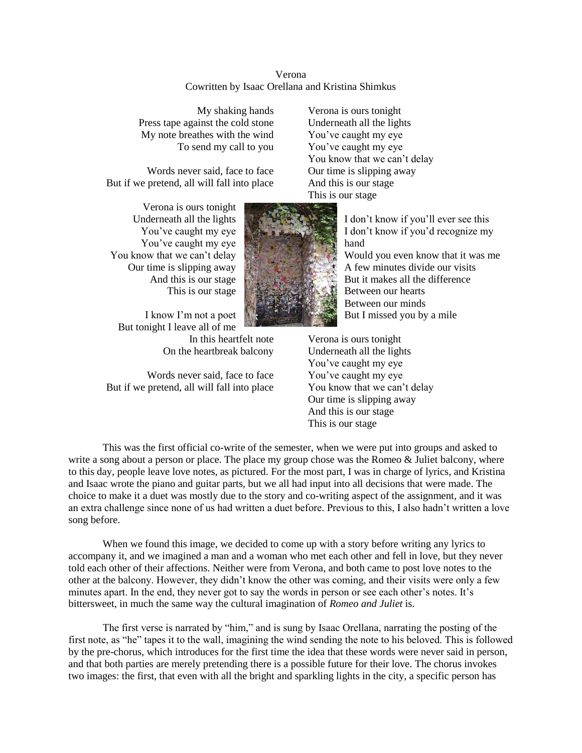Verona
Cowritten by Isaac Orellana and Kristina Shimkus

My shaking hands
Press tape against the cold stone
My note breathes with the wind
To send my call to you

Words never said, face to face
But if we pretend, all will fall into place

Verona is ours tonight
Underneath all the lights
You've caught my eye
You've caught my eye
You know that we can't delay
Our time is slipping away
And this is our stage
This is our stage

I know I'm not a poet
But tonight I leave all of me
In this heartfelt note
On the heartbreak balcony

Words never said, face to face
But if we pretend, all will fall into place

Verona is ours tonight
Underneath all the lights
You've caught my eye
You've caught my eye
You know that we can't delay
Our time is slipping away
And this is our stage
This is our stage

I don't know if you'll ever see this
I don't know if you'd recognize my hand
Would you even know that it was me
A few minutes divide our visits
But it makes all the difference
Between our hearts
Between our minds
But I missed you by a mile

Verona is ours tonight
Underneath all the lights
You've caught my eye
You've caught my eye
You know that we can't delay
Our time is slipping away
And this is our stage
This is our stage

This was the first official co-write of the semester, when we were put into groups and asked to write a song about a person or place. The place my group chose was the Romeo & Juliet balcony, where to this day, people leave love notes, as pictured. For the most part, I was in charge of lyrics, and Kristina and Isaac wrote the piano and guitar parts, but we all had input into all decisions that were made. The choice to make it a duet was mostly due to the story and co-writing aspect of the assignment, and it was an extra challenge since none of us had written a duet before. Previous to this, I also hadn't written a love song before.

When we found this image, we decided to come up with a story before writing any lyrics to accompany it, and we imagined a man and a woman who met each other and fell in love, but they never told each other of their affections. Neither were from Verona, and both came to post love notes to the other at the balcony. However, they didn't know the other was coming, and their visits were only a few minutes apart. In the end, they never got to say the words in person or see each other's notes. It's bittersweet, in much the same way the cultural imagination of *Romeo and Juliet* is.

The first verse is narrated by "him," and is sung by Isaac Orellana, narrating the posting of the first note, as "he" tapes it to the wall, imagining the wind sending the note to his beloved. This is followed by the pre-chorus, which introduces for the first time the idea that these words were never said in person, and that both parties are merely pretending there is a possible future for their love. The chorus invokes two images: the first, that even with all the bright and sparkling lights in the city, a specific person has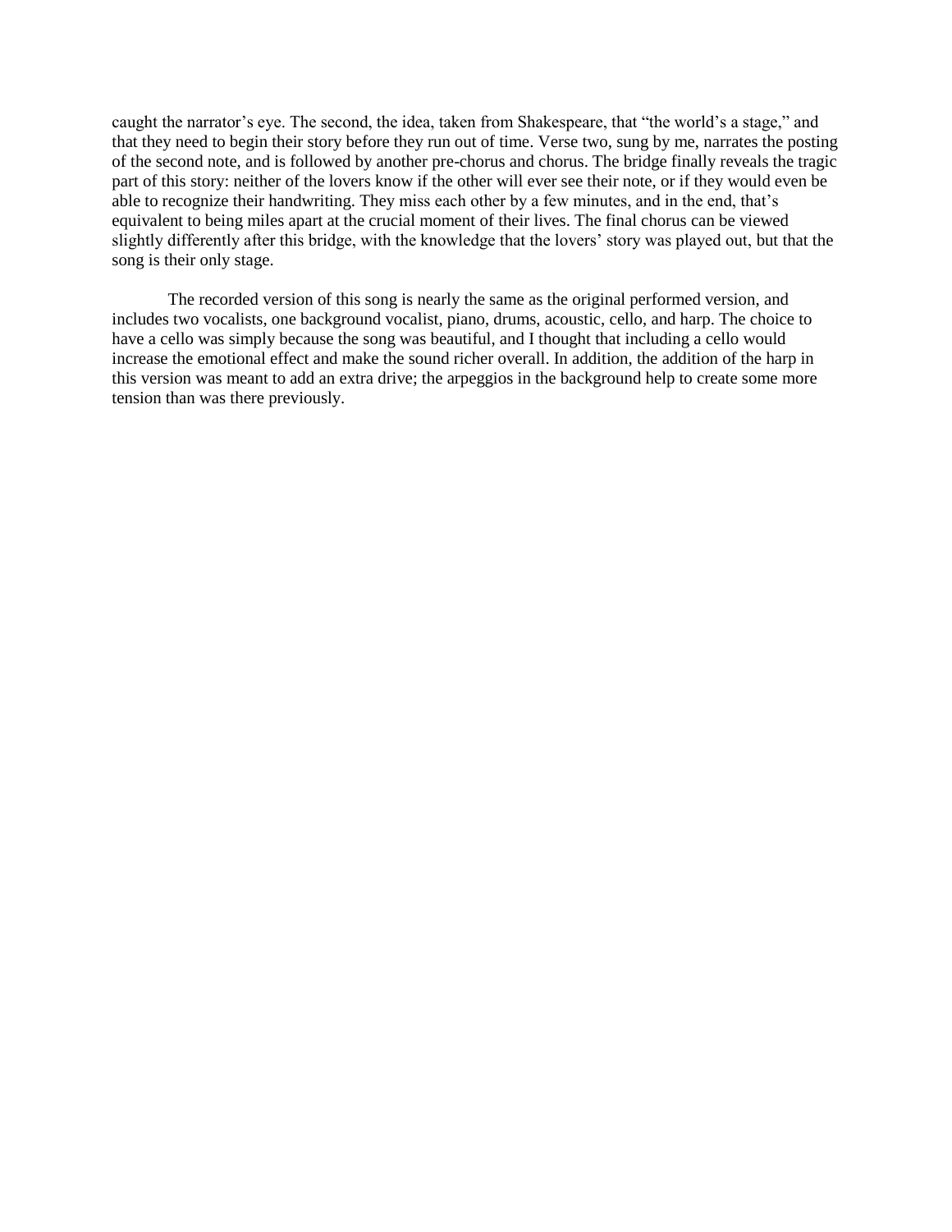caught the narrator's eye. The second, the idea, taken from Shakespeare, that "the world's a stage," and that they need to begin their story before they run out of time. Verse two, sung by me, narrates the posting of the second note, and is followed by another pre-chorus and chorus. The bridge finally reveals the tragic part of this story: neither of the lovers know if the other will ever see their note, or if they would even be able to recognize their handwriting. They miss each other by a few minutes, and in the end, that's equivalent to being miles apart at the crucial moment of their lives. The final chorus can be viewed slightly differently after this bridge, with the knowledge that the lovers' story was played out, but that the song is their only stage.

The recorded version of this song is nearly the same as the original performed version, and includes two vocalists, one background vocalist, piano, drums, acoustic, cello, and harp. The choice to have a cello was simply because the song was beautiful, and I thought that including a cello would increase the emotional effect and make the sound richer overall. In addition, the addition of the harp in this version was meant to add an extra drive; the arpeggios in the background help to create some more tension than was there previously.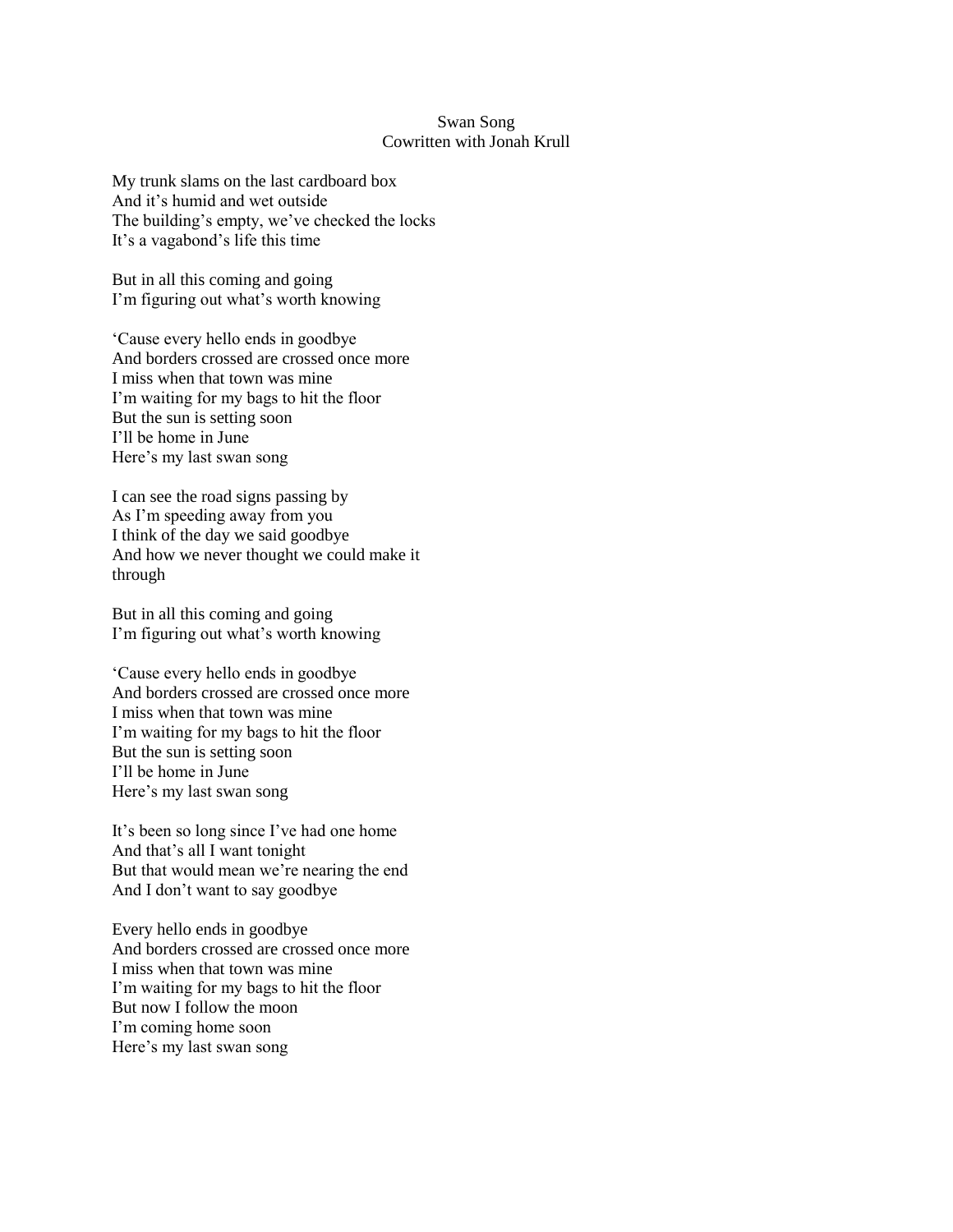# Swan Song

Cowritten with Jonah Krull

My trunk slams on the last cardboard box  
And it's humid and wet outside  
The building's empty, we've checked the locks  
It's a vagabond's life this time

But in all this coming and going  
I'm figuring out what's worth knowing

'Cause every hello ends in goodbye  
And borders crossed are crossed once more  
I miss when that town was mine  
I'm waiting for my bags to hit the floor  
But the sun is setting soon  
I'll be home in June  
Here's my last swan song

I can see the road signs passing by  
As I'm speeding away from you  
I think of the day we said goodbye  
And how we never thought we could make it through

But in all this coming and going  
I'm figuring out what's worth knowing

'Cause every hello ends in goodbye  
And borders crossed are crossed once more  
I miss when that town was mine  
I'm waiting for my bags to hit the floor  
But the sun is setting soon  
I'll be home in June  
Here's my last swan song

It's been so long since I've had one home  
And that's all I want tonight  
But that would mean we're nearing the end  
And I don't want to say goodbye

Every hello ends in goodbye  
And borders crossed are crossed once more  
I miss when that town was mine  
I'm waiting for my bags to hit the floor  
But now I follow the moon  
I'm coming home soon  
Here's my last swan song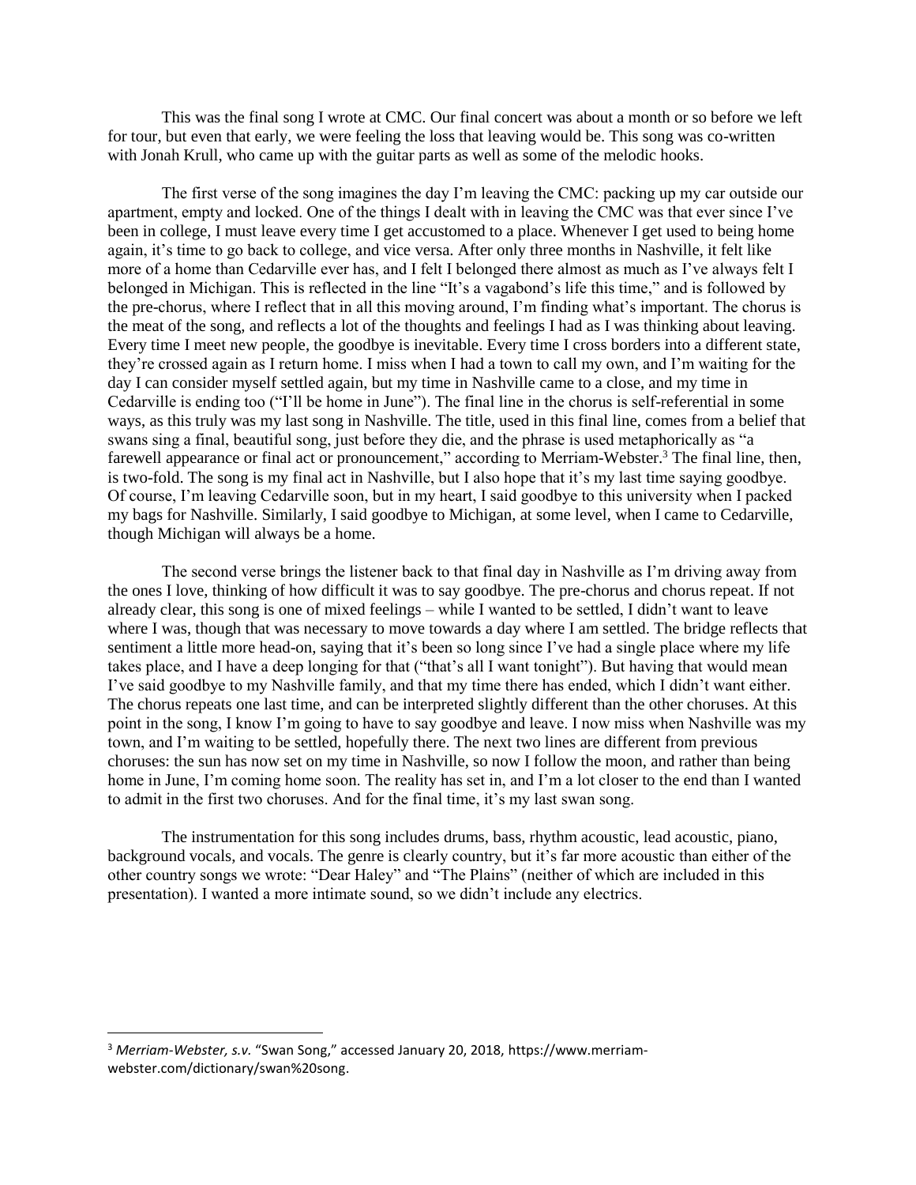This was the final song I wrote at CMC. Our final concert was about a month or so before we left for tour, but even that early, we were feeling the loss that leaving would be. This song was co-written with Jonah Krull, who came up with the guitar parts as well as some of the melodic hooks.

The first verse of the song imagines the day I'm leaving the CMC: packing up my car outside our apartment, empty and locked. One of the things I dealt with in leaving the CMC was that ever since I've been in college, I must leave every time I get accustomed to a place. Whenever I get used to being home again, it's time to go back to college, and vice versa. After only three months in Nashville, it felt like more of a home than Cedarville ever has, and I felt I belonged there almost as much as I've always felt I belonged in Michigan. This is reflected in the line "It's a vagabond's life this time," and is followed by the pre-chorus, where I reflect that in all this moving around, I'm finding what's important. The chorus is the meat of the song, and reflects a lot of the thoughts and feelings I had as I was thinking about leaving. Every time I meet new people, the goodbye is inevitable. Every time I cross borders into a different state, they're crossed again as I return home. I miss when I had a town to call my own, and I'm waiting for the day I can consider myself settled again, but my time in Nashville came to a close, and my time in Cedarville is ending too ("I'll be home in June"). The final line in the chorus is self-referential in some ways, as this truly was my last song in Nashville. The title, used in this final line, comes from a belief that swans sing a final, beautiful song, just before they die, and the phrase is used metaphorically as "a farewell appearance or final act or pronouncement," according to Merriam-Webster.[3] The final line, then, is two-fold. The song is my final act in Nashville, but I also hope that it's my last time saying goodbye. Of course, I'm leaving Cedarville soon, but in my heart, I said goodbye to this university when I packed my bags for Nashville. Similarly, I said goodbye to Michigan, at some level, when I came to Cedarville, though Michigan will always be a home.

The second verse brings the listener back to that final day in Nashville as I'm driving away from the ones I love, thinking of how difficult it was to say goodbye. The pre-chorus and chorus repeat. If not already clear, this song is one of mixed feelings – while I wanted to be settled, I didn't want to leave where I was, though that was necessary to move towards a day where I am settled. The bridge reflects that sentiment a little more head-on, saying that it's been so long since I've had a single place where my life takes place, and I have a deep longing for that ("that's all I want tonight"). But having that would mean I've said goodbye to my Nashville family, and that my time there has ended, which I didn't want either. The chorus repeats one last time, and can be interpreted slightly different than the other choruses. At this point in the song, I know I'm going to have to say goodbye and leave. I now miss when Nashville was my town, and I'm waiting to be settled, hopefully there. The next two lines are different from previous choruses: the sun has now set on my time in Nashville, so now I follow the moon, and rather than being home in June, I'm coming home soon. The reality has set in, and I'm a lot closer to the end than I wanted to admit in the first two choruses. And for the final time, it's my last swan song.

The instrumentation for this song includes drums, bass, rhythm acoustic, lead acoustic, piano, background vocals, and vocals. The genre is clearly country, but it's far more acoustic than either of the other country songs we wrote: "Dear Haley" and "The Plains" (neither of which are included in this presentation). I wanted a more intimate sound, so we didn't include any electrics.

---

[3] *Merriam-Webster, s.v.* "Swan Song," accessed January 20, 2018, https://www.merriam-webster.com/dictionary/swan%20song.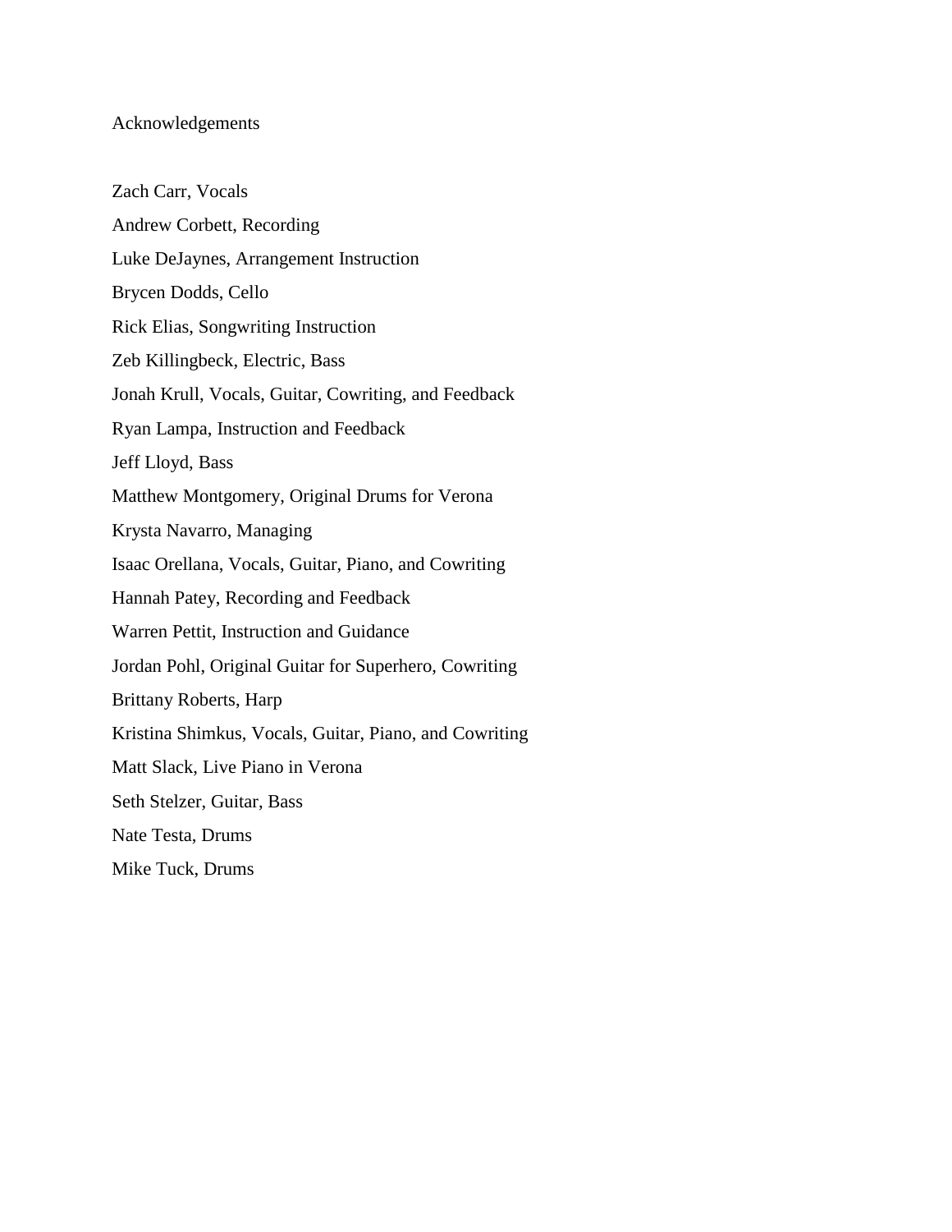# Acknowledgements

Zach Carr, Vocals

Andrew Corbett, Recording

Luke DeJaynes, Arrangement Instruction

Brycen Dodds, Cello

Rick Elias, Songwriting Instruction

Zeb Killingbeck, Electric, Bass

Jonah Krull, Vocals, Guitar, Cowriting, and Feedback

Ryan Lampa, Instruction and Feedback

Jeff Lloyd, Bass

Matthew Montgomery, Original Drums for Verona

Krysta Navarro, Managing

Isaac Orellana, Vocals, Guitar, Piano, and Cowriting

Hannah Patey, Recording and Feedback

Warren Pettit, Instruction and Guidance

Jordan Pohl, Original Guitar for Superhero, Cowriting

Brittany Roberts, Harp

Kristina Shimkus, Vocals, Guitar, Piano, and Cowriting

Matt Slack, Live Piano in Verona

Seth Stelzer, Guitar, Bass

Nate Testa, Drums

Mike Tuck, Drums